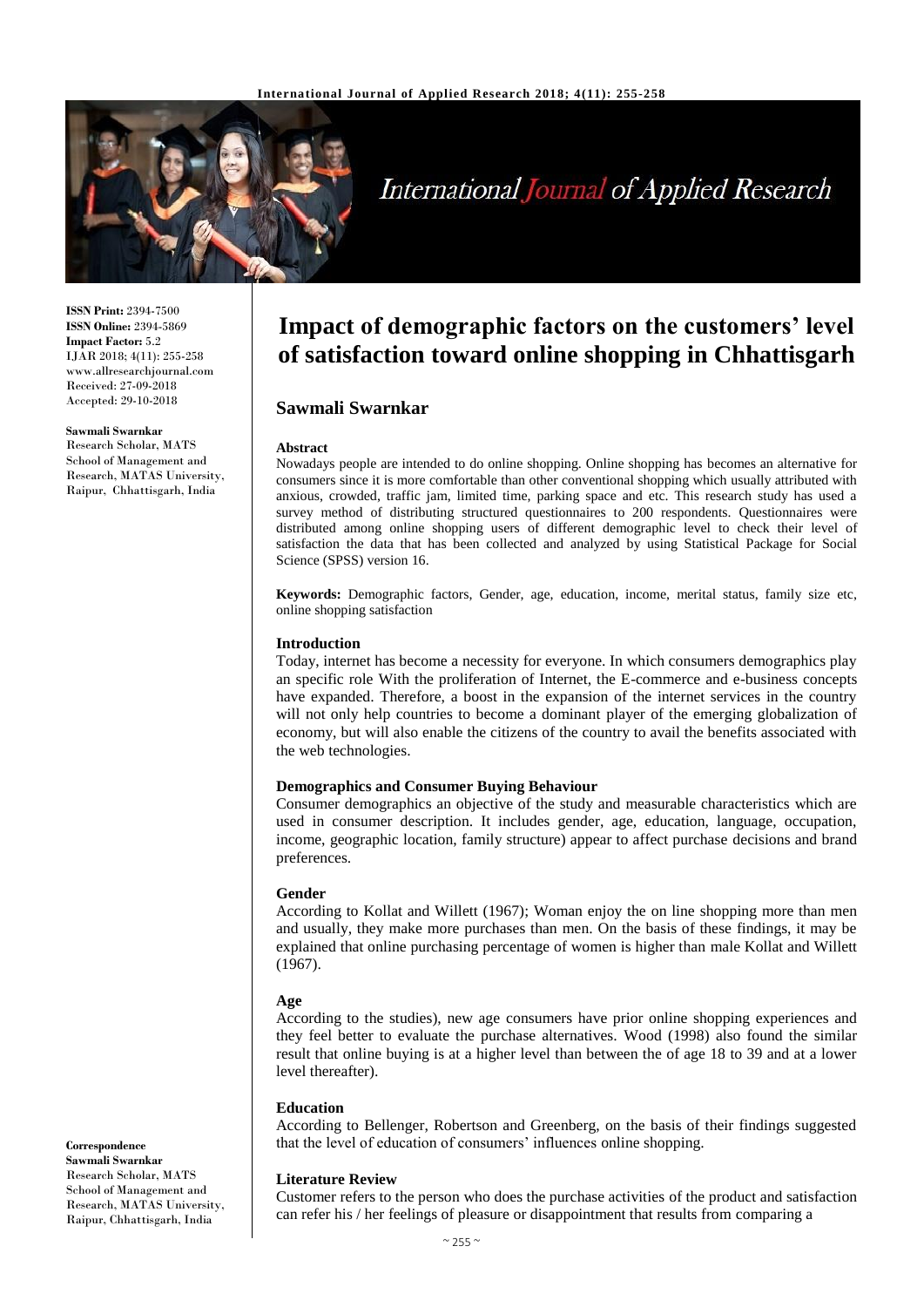**ISSN Print:** 2394-7500
**ISSN Online:** 2394-5869
**Impact Factor:** 5.2
IJAR 2018; 4(11): 255-258
www.allresearchjournal.com
Received: 27-09-2018
Accepted: 29-10-2018

**Sawmali Swarnkar**
Research Scholar, MATS School of Management and Research, MATAS University, Raipur, Chhattisgarh, India

**Correspondence**
**Sawmali Swarnkar**
Research Scholar, MATS School of Management and Research, MATAS University, Raipur, Chhattisgarh, India

# Impact of demographic factors on the customers' level of satisfaction toward online shopping in Chhattisgarh

## Sawmali Swarnkar

### Abstract

Nowadays people are intended to do online shopping. Online shopping has becomes an alternative for consumers since it is more comfortable than other conventional shopping which usually attributed with anxious, crowded, traffic jam, limited time, parking space and etc. This research study has used a survey method of distributing structured questionnaires to 200 respondents. Questionnaires were distributed among online shopping users of different demographic level to check their level of satisfaction the data that has been collected and analyzed by using Statistical Package for Social Science (SPSS) version 16.

**Keywords:** Demographic factors, Gender, age, education, income, merital status, family size etc, online shopping satisfaction

### Introduction

Today, internet has become a necessity for everyone. In which consumers demographics play an specific role With the proliferation of Internet, the E-commerce and e-business concepts have expanded. Therefore, a boost in the expansion of the internet services in the country will not only help countries to become a dominant player of the emerging globalization of economy, but will also enable the citizens of the country to avail the benefits associated with the web technologies.

### Demographics and Consumer Buying Behaviour

Consumer demographics an objective of the study and measurable characteristics which are used in consumer description. It includes gender, age, education, language, occupation, income, geographic location, family structure) appear to affect purchase decisions and brand preferences.

### Gender

According to Kollat and Willett (1967); Woman enjoy the on line shopping more than men and usually, they make more purchases than men. On the basis of these findings, it may be explained that online purchasing percentage of women is higher than male Kollat and Willett (1967).

### Age

According to the studies), new age consumers have prior online shopping experiences and they feel better to evaluate the purchase alternatives. Wood (1998) also found the similar result that online buying is at a higher level than between the of age 18 to 39 and at a lower level thereafter).

### Education

According to Bellenger, Robertson and Greenberg, on the basis of their findings suggested that the level of education of consumers' influences online shopping.

### Literature Review

Customer refers to the person who does the purchase activities of the product and satisfaction can refer his / her feelings of pleasure or disappointment that results from comparing a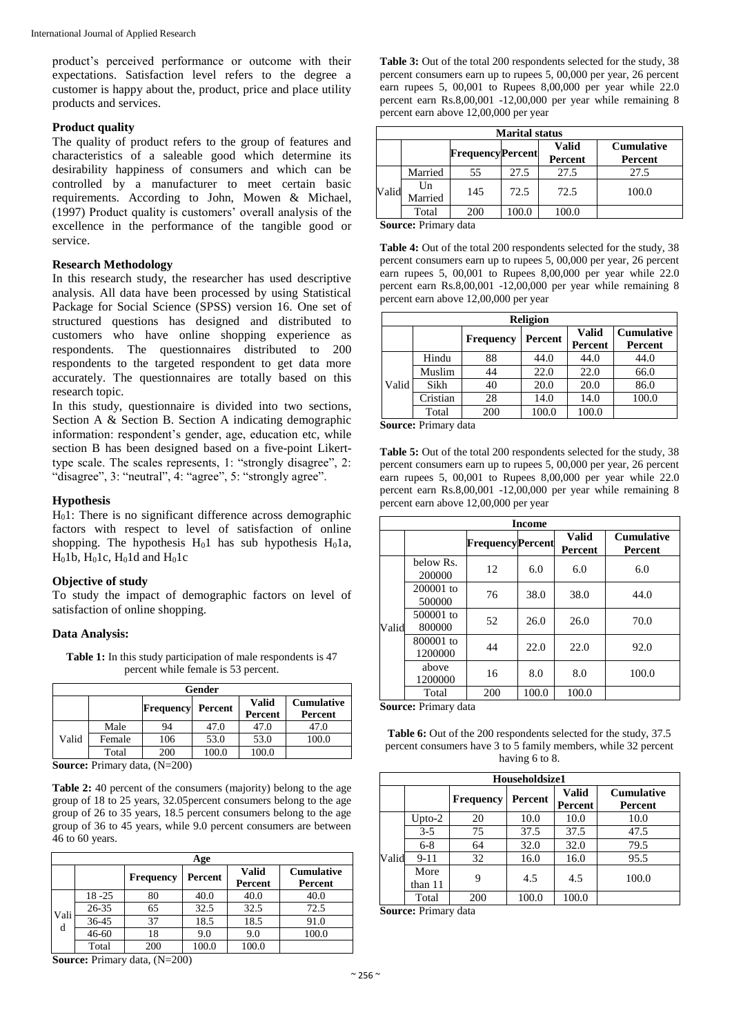product's perceived performance or outcome with their expectations. Satisfaction level refers to the degree a customer is happy about the, product, price and place utility products and services.

### Product quality

The quality of product refers to the group of features and characteristics of a saleable good which determine its desirability happiness of consumers and which can be controlled by a manufacturer to meet certain basic requirements. According to John, Mowen & Michael, (1997) Product quality is customers' overall analysis of the excellence in the performance of the tangible good or service.

### Research Methodology

In this research study, the researcher has used descriptive analysis. All data have been processed by using Statistical Package for Social Science (SPSS) version 16. One set of structured questions has designed and distributed to customers who have online shopping experience as respondents. The questionnaires distributed to 200 respondents to the targeted respondent to get data more accurately. The questionnaires are totally based on this research topic.

In this study, questionnaire is divided into two sections, Section A & Section B. Section A indicating demographic information: respondent's gender, age, education etc, while section B has been designed based on a five-point Likert-type scale. The scales represents, 1: "strongly disagree", 2: "disagree", 3: "neutral", 4: "agree", 5: "strongly agree".

### Hypothesis

$H_0 1$: There is no significant difference across demographic factors with respect to level of satisfaction of online shopping. The hypothesis $H_0 1$ has sub hypothesis $H_0 1a$, $H_0 1b$, $H_0 1c$, $H_0 1d$ and $H_0 1c$

### Objective of study

To study the impact of demographic factors on level of satisfaction of online shopping.

### Data Analysis:

**Table 1:** In this study participation of male respondents is 47 percent while female is 53 percent.

| Gender | | | | | |
|---|---|---|---|---|---|
| | | Frequency | Percent | Valid Percent | Cumulative Percent |
| Valid | Male | 94 | 47.0 | 47.0 | 47.0 |
| | Female | 106 | 53.0 | 53.0 | 100.0 |
| | Total | 200 | 100.0 | 100.0 | |

**Source:** Primary data, (N=200)

**Table 2:** 40 percent of the consumers (majority) belong to the age group of 18 to 25 years, 32.05percent consumers belong to the age group of 26 to 35 years, 18.5 percent consumers belong to the age group of 36 to 45 years, while 9.0 percent consumers are between 46 to 60 years.

| Age | | | | | |
|---|---|---|---|---|---|
| | | Frequency | Percent | Valid Percent | Cumulative Percent |
| Valid | 18 -25 | 80 | 40.0 | 40.0 | 40.0 |
| | 26-35 | 65 | 32.5 | 32.5 | 72.5 |
| | 36-45 | 37 | 18.5 | 18.5 | 91.0 |
| | 46-60 | 18 | 9.0 | 9.0 | 100.0 |
| | Total | 200 | 100.0 | 100.0 | |

**Source:** Primary data, (N=200)

**Table 3:** Out of the total 200 respondents selected for the study, 38 percent consumers earn up to rupees 5, 00,000 per year, 26 percent earn rupees 5, 00,001 to Rupees 8,00,000 per year while 22.0 percent earn Rs.8,00,001 -12,00,000 per year while remaining 8 percent earn above 12,00,000 per year

| Marital status | | | | | |
|---|---|---|---|---|---|
| | | Frequency | Percent | Valid Percent | Cumulative Percent |
| Valid | Married | 55 | 27.5 | 27.5 | 27.5 |
| | Un Married | 145 | 72.5 | 72.5 | 100.0 |
| | Total | 200 | 100.0 | 100.0 | |

**Source:** Primary data

**Table 4:** Out of the total 200 respondents selected for the study, 38 percent consumers earn up to rupees 5, 00,000 per year, 26 percent earn rupees 5, 00,001 to Rupees 8,00,000 per year while 22.0 percent earn Rs.8,00,001 -12,00,000 per year while remaining 8 percent earn above 12,00,000 per year

| Religion | | | | | |
|---|---|---|---|---|---|
| | | Frequency | Percent | Valid Percent | Cumulative Percent |
| Valid | Hindu | 88 | 44.0 | 44.0 | 44.0 |
| | Muslim | 44 | 22.0 | 22.0 | 66.0 |
| | Sikh | 40 | 20.0 | 20.0 | 86.0 |
| | Cristian | 28 | 14.0 | 14.0 | 100.0 |
| | Total | 200 | 100.0 | 100.0 | |

**Source:** Primary data

**Table 5:** Out of the total 200 respondents selected for the study, 38 percent consumers earn up to rupees 5, 00,000 per year, 26 percent earn rupees 5, 00,001 to Rupees 8,00,000 per year while 22.0 percent earn Rs.8,00,001 -12,00,000 per year while remaining 8 percent earn above 12,00,000 per year

| Income | | | | | |
|---|---|---|---|---|---|
| | | Frequency | Percent | Valid Percent | Cumulative Percent |
| Valid | below Rs. 200000 | 12 | 6.0 | 6.0 | 6.0 |
| | 200001 to 500000 | 76 | 38.0 | 38.0 | 44.0 |
| | 500001 to 800000 | 52 | 26.0 | 26.0 | 70.0 |
| | 800001 to 1200000 | 44 | 22.0 | 22.0 | 92.0 |
| | above 1200000 | 16 | 8.0 | 8.0 | 100.0 |
| | Total | 200 | 100.0 | 100.0 | |

**Source:** Primary data

**Table 6:** Out of the 200 respondents selected for the study, 37.5 percent consumers have 3 to 5 family members, while 32 percent having 6 to 8.

| Householdsize1 | | | | | |
|---|---|---|---|---|---|
| | | Frequency | Percent | Valid Percent | Cumulative Percent |
| Valid | Upto-2 | 20 | 10.0 | 10.0 | 10.0 |
| | 3-5 | 75 | 37.5 | 37.5 | 47.5 |
| | 6-8 | 64 | 32.0 | 32.0 | 79.5 |
| | 9-11 | 32 | 16.0 | 16.0 | 95.5 |
| | More than 11 | 9 | 4.5 | 4.5 | 100.0 |
| | Total | 200 | 100.0 | 100.0 | |

**Source:** Primary data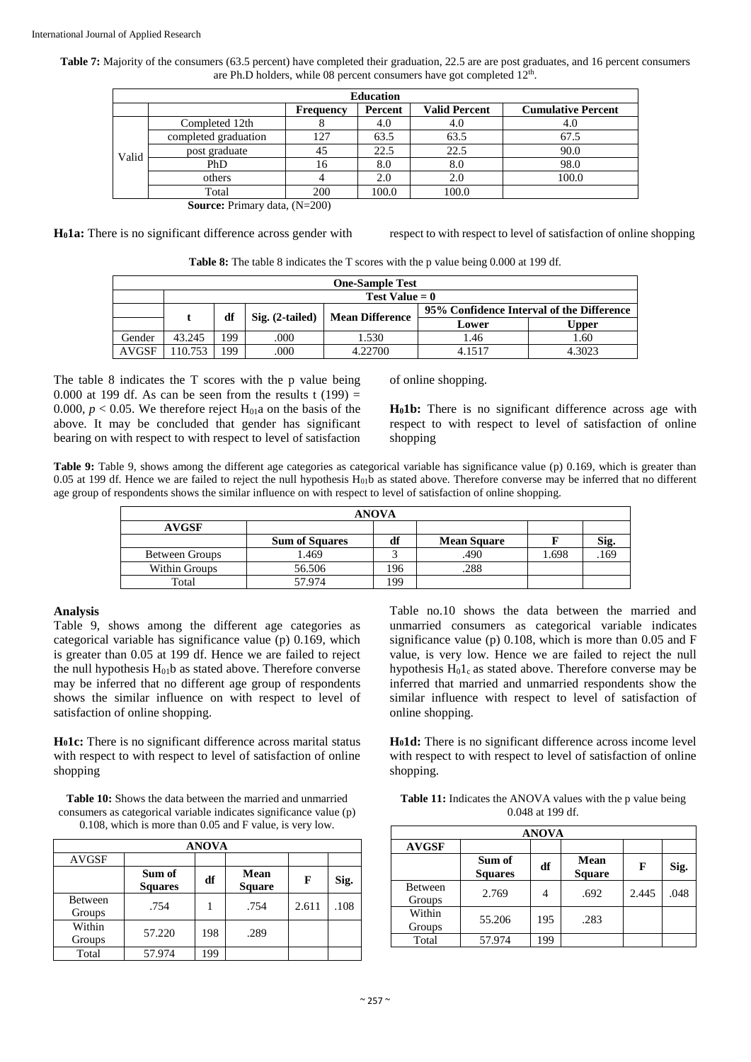**Table 7:** Majority of the consumers (63.5 percent) have completed their graduation, 22.5 are are post graduates, and 16 percent consumers are Ph.D holders, while 08 percent consumers have got completed 12th.

| Education | | | | | |
|---|---|---|---|---|---|
| | | Frequency | Percent | Valid Percent | Cumulative Percent |
| Valid | Completed 12th | 8 | 4.0 | 4.0 | 4.0 |
| | completed graduation | 127 | 63.5 | 63.5 | 67.5 |
| | post graduate | 45 | 22.5 | 22.5 | 90.0 |
| | PhD | 16 | 8.0 | 8.0 | 98.0 |
| | others | 4 | 2.0 | 2.0 | 100.0 |
| | Total | 200 | 100.0 | 100.0 | |

**Source:** Primary data, (N=200)

**$H_0$1a:** There is no significant difference across gender with respect to with respect to level of satisfaction of online shopping

**Table 8:** The table 8 indicates the T scores with the p value being 0.000 at 199 df.

| One-Sample Test | | | | | | |
|---|---|---|---|---|---|---|
| | Test Value = 0 | | | | | |
| | t | df | Sig. (2-tailed) | Mean Difference | 95% Confidence Interval of the Difference | |
| | | | | | Lower | Upper |
| Gender | 43.245 | 199 | .000 | 1.530 | 1.46 | 1.60 |
| AVGSF | 110.753 | 199 | .000 | 4.22700 | 4.1517 | 4.3023 |

The table 8 indicates the T scores with the p value being 0.000 at 199 df. As can be seen from the results t (199) = 0.000, $p < 0.05$. We therefore reject $H_{01}$a on the basis of the above. It may be concluded that gender has significant bearing on with respect to with respect to level of satisfaction of online shopping.

**$H_0$1b:** There is no significant difference across age with respect to with respect to level of satisfaction of online shopping

**Table 9:** Table 9, shows among the different age categories as categorical variable has significance value (p) 0.169, which is greater than 0.05 at 199 df. Hence we are failed to reject the null hypothesis $H_{01}$b as stated above. Therefore converse may be inferred that no different age group of respondents shows the similar influence on with respect to level of satisfaction of online shopping.

| ANOVA | | | | | |
|---|---|---|---|---|---|
| AVGSF | | | | | |
| | Sum of Squares | df | Mean Square | F | Sig. |
| Between Groups | 1.469 | 3 | .490 | 1.698 | .169 |
| Within Groups | 56.506 | 196 | .288 | | |
| Total | 57.974 | 199 | | | |

### Analysis

Table 9, shows among the different age categories as categorical variable has significance value (p) 0.169, which is greater than 0.05 at 199 df. Hence we are failed to reject the null hypothesis $H_{01}$b as stated above. Therefore converse may be inferred that no different age group of respondents shows the similar influence on with respect to level of satisfaction of online shopping.

**$H_0$1c:** There is no significant difference across marital status with respect to with respect to level of satisfaction of online shopping

**Table 10:** Shows the data between the married and unmarried consumers as categorical variable indicates significance value (p) 0.108, which is more than 0.05 and F value, is very low.

| ANOVA | | | | | |
|---|---|---|---|---|---|
| AVGSF | | | | | |
| | Sum of Squares | df | Mean Square | F | Sig. |
| Between Groups | .754 | 1 | .754 | 2.611 | .108 |
| Within Groups | 57.220 | 198 | .289 | | |
| Total | 57.974 | 199 | | | |

Table no.10 shows the data between the married and unmarried consumers as categorical variable indicates significance value (p) 0.108, which is more than 0.05 and F value, is very low. Hence we are failed to reject the null hypothesis $H_01_c$ as stated above. Therefore converse may be inferred that married and unmarried respondents show the similar influence with respect to level of satisfaction of online shopping.

**$H_0$1d:** There is no significant difference across income level with respect to with respect to level of satisfaction of online shopping.

**Table 11:** Indicates the ANOVA values with the p value being 0.048 at 199 df.

| ANOVA | | | | | |
|---|---|---|---|---|---|
| AVGSF | | | | | |
| | Sum of Squares | df | Mean Square | F | Sig. |
| Between Groups | 2.769 | 4 | .692 | 2.445 | .048 |
| Within Groups | 55.206 | 195 | .283 | | |
| Total | 57.974 | 199 | | | |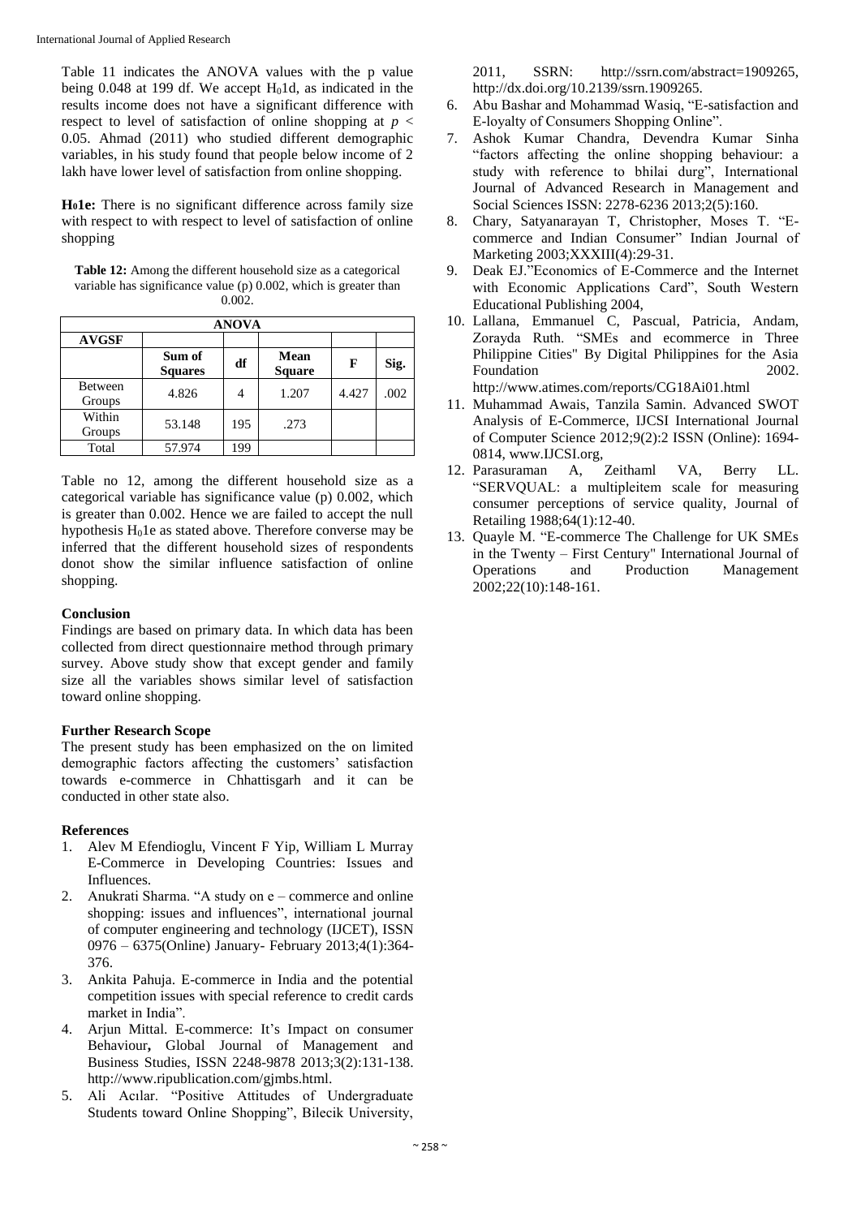Table 11 indicates the ANOVA values with the p value being 0.048 at 199 df. We accept $H_01d$, as indicated in the results income does not have a significant difference with respect to level of satisfaction of online shopping at $p < 0.05$. Ahmad (2011) who studied different demographic variables, in his study found that people below income of 2 lakh have lower level of satisfaction from online shopping.

**$H_01e$:** There is no significant difference across family size with respect to with respect to level of satisfaction of online shopping

**Table 12:** Among the different household size as a categorical variable has significance value (p) 0.002, which is greater than 0.002.

| ANOVA | | | | | |
|---|---|---|---|---|---|
| **AVGSF** | | | | | |
| | **Sum of Squares** | **df** | **Mean Square** | **F** | **Sig.** |
| Between Groups | 4.826 | 4 | 1.207 | 4.427 | .002 |
| Within Groups | 53.148 | 195 | .273 | | |
| Total | 57.974 | 199 | | | |

Table no 12, among the different household size as a categorical variable has significance value (p) 0.002, which is greater than 0.002. Hence we are failed to accept the null hypothesis $H_01e$ as stated above. Therefore converse may be inferred that the different household sizes of respondents donot show the similar influence satisfaction of online shopping.

## Conclusion

Findings are based on primary data. In which data has been collected from direct questionnaire method through primary survey. Above study show that except gender and family size all the variables shows similar level of satisfaction toward online shopping.

## Further Research Scope

The present study has been emphasized on the on limited demographic factors affecting the customers' satisfaction towards e-commerce in Chhattisgarh and it can be conducted in other state also.

## References

1. Alev M Efendioglu, Vincent F Yip, William L Murray E-Commerce in Developing Countries: Issues and Influences.
2. Anukrati Sharma. "A study on e – commerce and online shopping: issues and influences", international journal of computer engineering and technology (IJCET), ISSN 0976 – 6375(Online) January- February 2013;4(1):364-376.
3. Ankita Pahuja. E-commerce in India and the potential competition issues with special reference to credit cards market in India".
4. Arjun Mittal. E-commerce: It's Impact on consumer Behaviour**,** Global Journal of Management and Business Studies, ISSN 2248-9878 2013;3(2):131-138. http://www.ripublication.com/gjmbs.html.
5. Ali Acılar. "Positive Attitudes of Undergraduate Students toward Online Shopping", Bilecik University, 2011, SSRN: http://ssrn.com/abstract=1909265, http://dx.doi.org/10.2139/ssrn.1909265.
6. Abu Bashar and Mohammad Wasiq, "E-satisfaction and E-loyalty of Consumers Shopping Online".
7. Ashok Kumar Chandra, Devendra Kumar Sinha "factors affecting the online shopping behaviour: a study with reference to bhilai durg", International Journal of Advanced Research in Management and Social Sciences ISSN: 2278-6236 2013;2(5):160.
8. Chary, Satyanarayan T, Christopher, Moses T. "E-commerce and Indian Consumer" Indian Journal of Marketing 2003;XXXIII(4):29-31.
9. Deak EJ."Economics of E-Commerce and the Internet with Economic Applications Card", South Western Educational Publishing 2004,
10. Lallana, Emmanuel C, Pascual, Patricia, Andam, Zorayda Ruth. "SMEs and ecommerce in Three Philippine Cities" By Digital Philippines for the Asia Foundation 2002. http://www.atimes.com/reports/CG18Ai01.html
11. Muhammad Awais, Tanzila Samin. Advanced SWOT Analysis of E-Commerce, IJCSI International Journal of Computer Science 2012;9(2):2 ISSN (Online): 1694-0814, www.IJCSI.org,
12. Parasuraman A, Zeithaml VA, Berry LL. "SERVQUAL: a multipleitem scale for measuring consumer perceptions of service quality, Journal of Retailing 1988;64(1):12-40.
13. Quayle M. "E-commerce The Challenge for UK SMEs in the Twenty – First Century" International Journal of Operations and Production Management 2002;22(10):148-161.